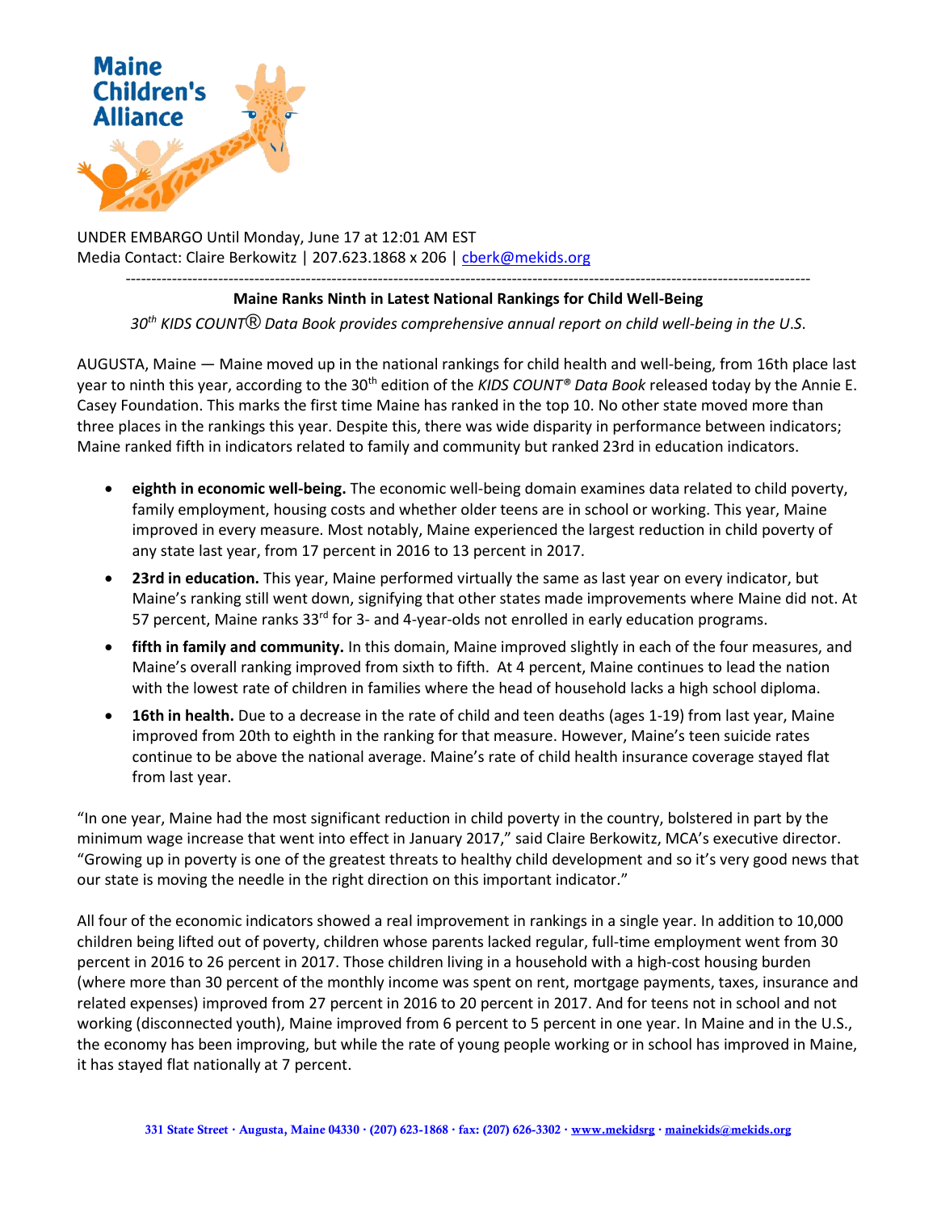UNDER EMBARGO Until Monday, June 17 at 12:01 AM EST
Media Contact: Claire Berkowitz | 207.623.1868 x 206 | cberk@mekids.org

---

**Maine Ranks Ninth in Latest National Rankings for Child Well-Being**

*30th KIDS COUNT® Data Book provides comprehensive annual report on child well-being in the U.S.*

AUGUSTA, Maine — Maine moved up in the national rankings for child health and well-being, from 16th place last year to ninth this year, according to the 30th edition of the *KIDS COUNT® Data Book* released today by the Annie E. Casey Foundation. This marks the first time Maine has ranked in the top 10. No other state moved more than three places in the rankings this year. Despite this, there was wide disparity in performance between indicators; Maine ranked fifth in indicators related to family and community but ranked 23rd in education indicators.

- **eighth in economic well-being.** The economic well-being domain examines data related to child poverty, family employment, housing costs and whether older teens are in school or working. This year, Maine improved in every measure. Most notably, Maine experienced the largest reduction in child poverty of any state last year, from 17 percent in 2016 to 13 percent in 2017.
- **23rd in education.** This year, Maine performed virtually the same as last year on every indicator, but Maine's ranking still went down, signifying that other states made improvements where Maine did not. At 57 percent, Maine ranks 33rd for 3- and 4-year-olds not enrolled in early education programs.
- **fifth in family and community.** In this domain, Maine improved slightly in each of the four measures, and Maine's overall ranking improved from sixth to fifth. At 4 percent, Maine continues to lead the nation with the lowest rate of children in families where the head of household lacks a high school diploma.
- **16th in health.** Due to a decrease in the rate of child and teen deaths (ages 1-19) from last year, Maine improved from 20th to eighth in the ranking for that measure. However, Maine's teen suicide rates continue to be above the national average. Maine's rate of child health insurance coverage stayed flat from last year.

"In one year, Maine had the most significant reduction in child poverty in the country, bolstered in part by the minimum wage increase that went into effect in January 2017," said Claire Berkowitz, MCA's executive director. "Growing up in poverty is one of the greatest threats to healthy child development and so it's very good news that our state is moving the needle in the right direction on this important indicator."

All four of the economic indicators showed a real improvement in rankings in a single year. In addition to 10,000 children being lifted out of poverty, children whose parents lacked regular, full-time employment went from 30 percent in 2016 to 26 percent in 2017. Those children living in a household with a high-cost housing burden (where more than 30 percent of the monthly income was spent on rent, mortgage payments, taxes, insurance and related expenses) improved from 27 percent in 2016 to 20 percent in 2017. And for teens not in school and not working (disconnected youth), Maine improved from 6 percent to 5 percent in one year. In Maine and in the U.S., the economy has been improving, but while the rate of young people working or in school has improved in Maine, it has stayed flat nationally at 7 percent.

331 State Street · Augusta, Maine 04330 · (207) 623-1868 · fax: (207) 626-3302 · www.mekidsrg · mainekids@mekids.org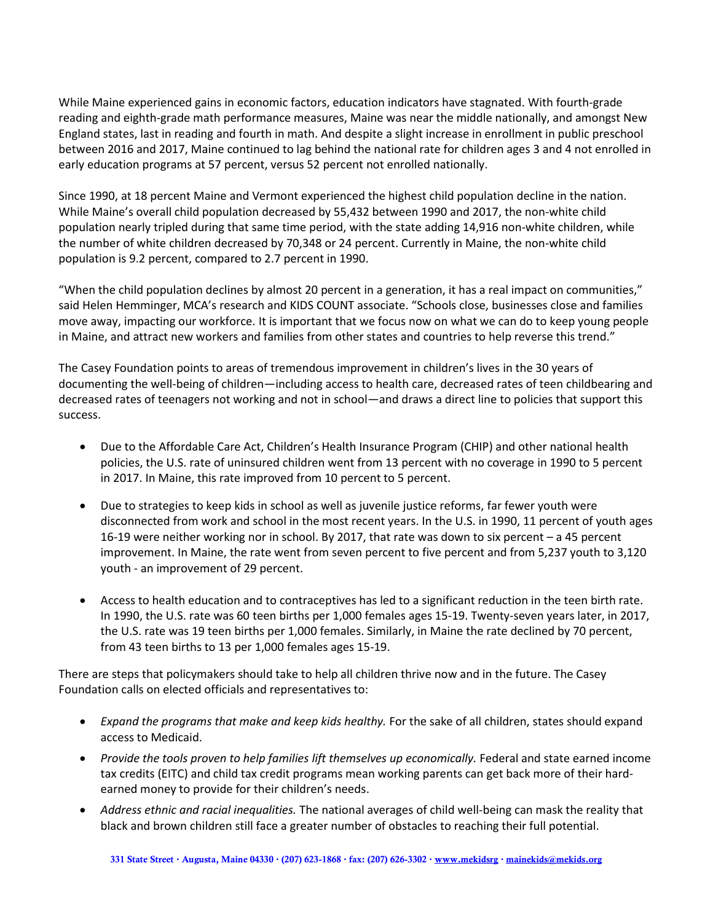While Maine experienced gains in economic factors, education indicators have stagnated. With fourth-grade reading and eighth-grade math performance measures, Maine was near the middle nationally, and amongst New England states, last in reading and fourth in math. And despite a slight increase in enrollment in public preschool between 2016 and 2017, Maine continued to lag behind the national rate for children ages 3 and 4 not enrolled in early education programs at 57 percent, versus 52 percent not enrolled nationally.

Since 1990, at 18 percent Maine and Vermont experienced the highest child population decline in the nation. While Maine's overall child population decreased by 55,432 between 1990 and 2017, the non-white child population nearly tripled during that same time period, with the state adding 14,916 non-white children, while the number of white children decreased by 70,348 or 24 percent. Currently in Maine, the non-white child population is 9.2 percent, compared to 2.7 percent in 1990.

"When the child population declines by almost 20 percent in a generation, it has a real impact on communities," said Helen Hemminger, MCA's research and KIDS COUNT associate. "Schools close, businesses close and families move away, impacting our workforce. It is important that we focus now on what we can do to keep young people in Maine, and attract new workers and families from other states and countries to help reverse this trend."

The Casey Foundation points to areas of tremendous improvement in children's lives in the 30 years of documenting the well-being of children—including access to health care, decreased rates of teen childbearing and decreased rates of teenagers not working and not in school—and draws a direct line to policies that support this success.

- Due to the Affordable Care Act, Children's Health Insurance Program (CHIP) and other national health policies, the U.S. rate of uninsured children went from 13 percent with no coverage in 1990 to 5 percent in 2017. In Maine, this rate improved from 10 percent to 5 percent.

- Due to strategies to keep kids in school as well as juvenile justice reforms, far fewer youth were disconnected from work and school in the most recent years. In the U.S. in 1990, 11 percent of youth ages 16-19 were neither working nor in school. By 2017, that rate was down to six percent – a 45 percent improvement. In Maine, the rate went from seven percent to five percent and from 5,237 youth to 3,120 youth - an improvement of 29 percent.

- Access to health education and to contraceptives has led to a significant reduction in the teen birth rate. In 1990, the U.S. rate was 60 teen births per 1,000 females ages 15-19. Twenty-seven years later, in 2017, the U.S. rate was 19 teen births per 1,000 females. Similarly, in Maine the rate declined by 70 percent, from 43 teen births to 13 per 1,000 females ages 15-19.

There are steps that policymakers should take to help all children thrive now and in the future. The Casey Foundation calls on elected officials and representatives to:

- *Expand the programs that make and keep kids healthy.* For the sake of all children, states should expand access to Medicaid.
- *Provide the tools proven to help families lift themselves up economically.* Federal and state earned income tax credits (EITC) and child tax credit programs mean working parents can get back more of their hard-earned money to provide for their children's needs.
- *Address ethnic and racial inequalities.* The national averages of child well-being can mask the reality that black and brown children still face a greater number of obstacles to reaching their full potential.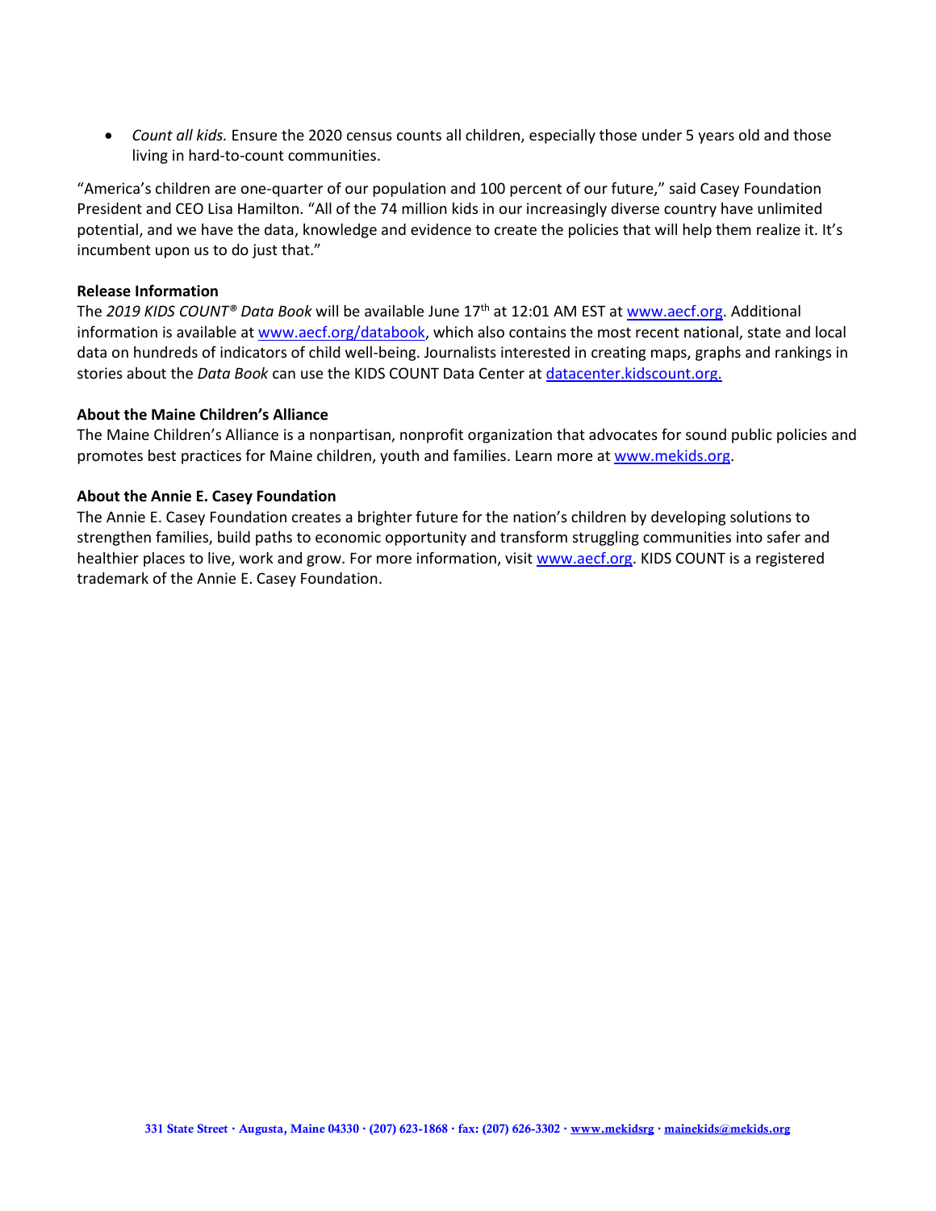- *Count all kids.* Ensure the 2020 census counts all children, especially those under 5 years old and those living in hard-to-count communities.

"America's children are one-quarter of our population and 100 percent of our future," said Casey Foundation President and CEO Lisa Hamilton. "All of the 74 million kids in our increasingly diverse country have unlimited potential, and we have the data, knowledge and evidence to create the policies that will help them realize it. It's incumbent upon us to do just that."

**Release Information**

The *2019 KIDS COUNT® Data Book* will be available June 17th at 12:01 AM EST at www.aecf.org. Additional information is available at www.aecf.org/databook, which also contains the most recent national, state and local data on hundreds of indicators of child well-being. Journalists interested in creating maps, graphs and rankings in stories about the *Data Book* can use the KIDS COUNT Data Center at datacenter.kidscount.org.

**About the Maine Children's Alliance**

The Maine Children's Alliance is a nonpartisan, nonprofit organization that advocates for sound public policies and promotes best practices for Maine children, youth and families. Learn more at www.mekids.org.

**About the Annie E. Casey Foundation**

The Annie E. Casey Foundation creates a brighter future for the nation's children by developing solutions to strengthen families, build paths to economic opportunity and transform struggling communities into safer and healthier places to live, work and grow. For more information, visit www.aecf.org. KIDS COUNT is a registered trademark of the Annie E. Casey Foundation.

331 State Street · Augusta, Maine 04330 · (207) 623-1868 · fax: (207) 626-3302 · www.mekidsrg · mainekids@mekids.org